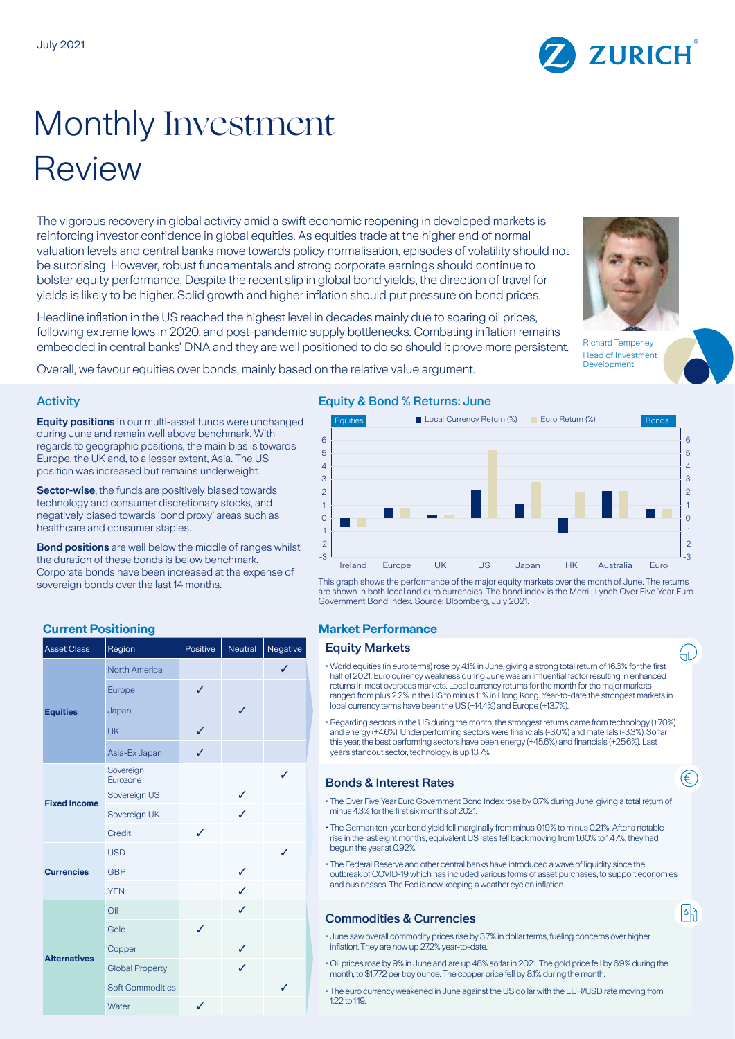July 2021

# Monthly Investment Review

The vigorous recovery in global activity amid a swift economic reopening in developed markets is reinforcing investor confidence in global equities. As equities trade at the higher end of normal valuation levels and central banks move towards policy normalisation, episodes of volatility should not be surprising. However, robust fundamentals and strong corporate earnings should continue to bolster equity performance. Despite the recent slip in global bond yields, the direction of travel for yields is likely to be higher. Solid growth and higher inflation should put pressure on bond prices.

Headline inflation in the US reached the highest level in decades mainly due to soaring oil prices, following extreme lows in 2020, and post-pandemic supply bottlenecks. Combating inflation remains embedded in central banks' DNA and they are well positioned to do so should it prove more persistent.

Overall, we favour equities over bonds, mainly based on the relative value argument.

Richard Temperley
Head of Investment Development

## Activity

**Equity positions** in our multi-asset funds were unchanged during June and remain well above benchmark. With regards to geographic positions, the main bias is towards Europe, the UK and, to a lesser extent, Asia. The US position was increased but remains underweight.

**Sector-wise**, the funds are positively biased towards technology and consumer discretionary stocks, and negatively biased towards 'bond proxy' areas such as healthcare and consumer staples.

**Bond positions** are well below the middle of ranges whilst the duration of these bonds is below benchmark. Corporate bonds have been increased at the expense of sovereign bonds over the last 14 months.

## Equity & Bond % Returns: June

This graph shows the performance of the major equity markets over the month of June. The returns are shown in both local and euro currencies. The bond index is the Merrill Lynch Over Five Year Euro Government Bond Index. Source: Bloomberg, July 2021.

## Current Positioning

| Asset Class | Region | Positive | Neutral | Negative |
|---|---|---|---|---|
| Equities | North America | | | ✓ |
| | Europe | ✓ | | |
| | Japan | | ✓ | |
| | UK | ✓ | | |
| | Asia-Ex Japan | ✓ | | |
| Fixed Income | Sovereign Eurozone | | | ✓ |
| | Sovereign US | | ✓ | |
| | Sovereign UK | | ✓ | |
| | Credit | ✓ | | |
| Currencies | USD | | | ✓ |
| | GBP | | ✓ | |
| | YEN | | ✓ | |
| Alternatives | Oil | | ✓ | |
| | Gold | ✓ | | |
| | Copper | | ✓ | |
| | Global Property | | ✓ | |
| | Soft Commodities | | | ✓ |
| | Water | ✓ | | |

## Market Performance

### Equity Markets

- World equities (in euro terms) rose by 4.1% in June, giving a strong total return of 16.6% for the first half of 2021. Euro currency weakness during June was an influential factor resulting in enhanced returns in most overseas markets. Local currency returns for the month for the major markets ranged from plus 2.2% in the US to minus 1.1% in Hong Kong. Year-to-date the strongest markets in local currency terms have been the US (+14.4%) and Europe (+13.7%).
- Regarding sectors in the US during the month, the strongest returns came from technology (+7.0%) and energy (+4.6%). Underperforming sectors were financials (-3.0%) and materials (-3.3%). So far this year, the best performing sectors have been energy (+45.6%) and financials (+25.6%). Last year's standout sector, technology, is up 13.7%.

### Bonds & Interest Rates

- The Over Five Year Euro Government Bond Index rose by 0.7% during June, giving a total return of minus 4.3% for the first six months of 2021.
- The German ten-year bond yield fell marginally from minus 0.19% to minus 0.21%. After a notable rise in the last eight months, equivalent US rates fell back moving from 1.60% to 1.47%; they had begun the year at 0.92%.
- The Federal Reserve and other central banks have introduced a wave of liquidity since the outbreak of COVID-19 which has included various forms of asset purchases, to support economies and businesses. The Fed is now keeping a weather eye on inflation.

### Commodities & Currencies

- June saw overall commodity prices rise by 3.7% in dollar terms, fueling concerns over higher inflation. They are now up 27.2% year-to-date.
- Oil prices rose by 9% in June and are up 48% so far in 2021. The gold price fell by 6.9% during the month, to $1,772 per troy ounce. The copper price fell by 8.1% during the month.
- The euro currency weakened in June against the US dollar with the EUR/USD rate moving from 1.22 to 1.19.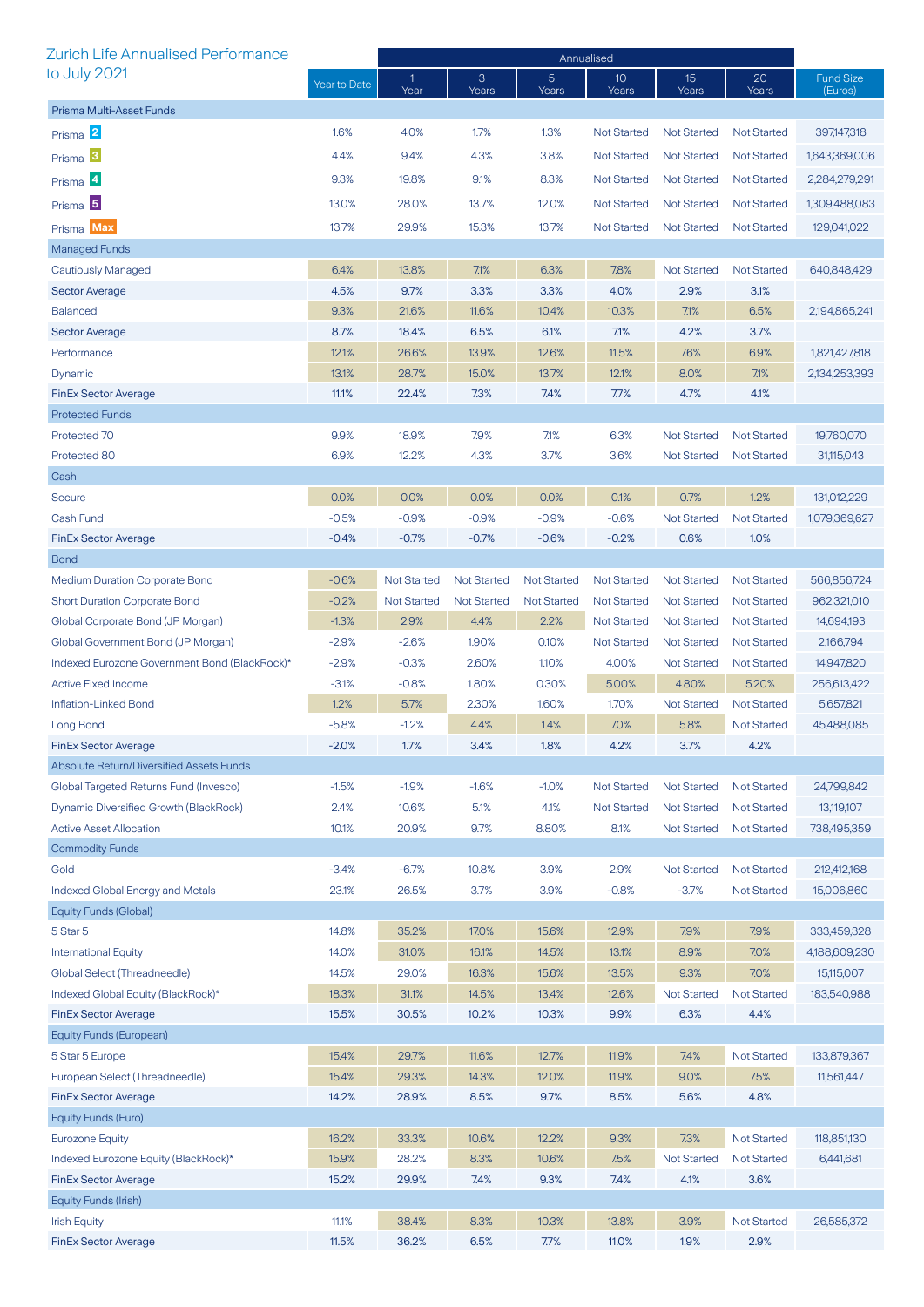# Zurich Life Annualised Performance to July 2021

| | Year to Date | Annualised | | | | | | Fund Size (Euros) |
|---|---|---|---|---|---|---|---|---|
| | | 1 Year | 3 Years | 5 Years | 10 Years | 15 Years | 20 Years | |
| **Prisma Multi-Asset Funds** | | | | | | | | |
| Prisma 2 | 1.6% | 4.0% | 1.7% | 1.3% | Not Started | Not Started | Not Started | 397,147,318 |
| Prisma 3 | 4.4% | 9.4% | 4.3% | 3.8% | Not Started | Not Started | Not Started | 1,643,369,006 |
| Prisma 4 | 9.3% | 19.8% | 9.1% | 8.3% | Not Started | Not Started | Not Started | 2,284,279,291 |
| Prisma 5 | 13.0% | 28.0% | 13.7% | 12.0% | Not Started | Not Started | Not Started | 1,309,488,083 |
| Prisma Max | 13.7% | 29.9% | 15.3% | 13.7% | Not Started | Not Started | Not Started | 129,041,022 |
| **Managed Funds** | | | | | | | | |
| Cautiously Managed | 6.4% | 13.8% | 7.1% | 6.3% | 7.8% | Not Started | Not Started | 640,848,429 |
| Sector Average | 4.5% | 9.7% | 3.3% | 3.3% | 4.0% | 2.9% | 3.1% | |
| Balanced | 9.3% | 21.6% | 11.6% | 10.4% | 10.3% | 7.1% | 6.5% | 2,194,865,241 |
| Sector Average | 8.7% | 18.4% | 6.5% | 6.1% | 7.1% | 4.2% | 3.7% | |
| Performance | 12.1% | 26.6% | 13.9% | 12.6% | 11.5% | 7.6% | 6.9% | 1,821,427,818 |
| Dynamic | 13.1% | 28.7% | 15.0% | 13.7% | 12.1% | 8.0% | 7.1% | 2,134,253,393 |
| FinEx Sector Average | 11.1% | 22.4% | 7.3% | 7.4% | 7.7% | 4.7% | 4.1% | |
| **Protected Funds** | | | | | | | | |
| Protected 70 | 9.9% | 18.9% | 7.9% | 7.1% | 6.3% | Not Started | Not Started | 19,760,070 |
| Protected 80 | 6.9% | 12.2% | 4.3% | 3.7% | 3.6% | Not Started | Not Started | 31,115,043 |
| **Cash** | | | | | | | | |
| Secure | 0.0% | 0.0% | 0.0% | 0.0% | 0.1% | 0.7% | 1.2% | 131,012,229 |
| Cash Fund | -0.5% | -0.9% | -0.9% | -0.9% | -0.6% | Not Started | Not Started | 1,079,369,627 |
| FinEx Sector Average | -0.4% | -0.7% | -0.7% | -0.6% | -0.2% | 0.6% | 1.0% | |
| **Bond** | | | | | | | | |
| Medium Duration Corporate Bond | -0.6% | Not Started | Not Started | Not Started | Not Started | Not Started | Not Started | 566,856,724 |
| Short Duration Corporate Bond | -0.2% | Not Started | Not Started | Not Started | Not Started | Not Started | Not Started | 962,321,010 |
| Global Corporate Bond (JP Morgan) | -1.3% | 2.9% | 4.4% | 2.2% | Not Started | Not Started | Not Started | 14,694,193 |
| Global Government Bond (JP Morgan) | -2.9% | -2.6% | 1.90% | 0.10% | Not Started | Not Started | Not Started | 2,166,794 |
| Indexed Eurozone Government Bond (BlackRock)* | -2.9% | -0.3% | 2.60% | 1.10% | 4.00% | Not Started | Not Started | 14,947,820 |
| Active Fixed Income | -3.1% | -0.8% | 1.80% | 0.30% | 5.00% | 4.80% | 5.20% | 256,613,422 |
| Inflation-Linked Bond | 1.2% | 5.7% | 2.30% | 1.60% | 1.70% | Not Started | Not Started | 5,657,821 |
| Long Bond | -5.8% | -1.2% | 4.4% | 1.4% | 7.0% | 5.8% | Not Started | 45,488,085 |
| FinEx Sector Average | -2.0% | 1.7% | 3.4% | 1.8% | 4.2% | 3.7% | 4.2% | |
| **Absolute Return/Diversified Assets Funds** | | | | | | | | |
| Global Targeted Returns Fund (Invesco) | -1.5% | -1.9% | -1.6% | -1.0% | Not Started | Not Started | Not Started | 24,799,842 |
| Dynamic Diversified Growth (BlackRock) | 2.4% | 10.6% | 5.1% | 4.1% | Not Started | Not Started | Not Started | 13,119,107 |
| Active Asset Allocation | 10.1% | 20.9% | 9.7% | 8.80% | 8.1% | Not Started | Not Started | 738,495,359 |
| **Commodity Funds** | | | | | | | | |
| Gold | -3.4% | -6.7% | 10.8% | 3.9% | 2.9% | Not Started | Not Started | 212,412,168 |
| Indexed Global Energy and Metals | 23.1% | 26.5% | 3.7% | 3.9% | -0.8% | -3.7% | Not Started | 15,006,860 |
| **Equity Funds (Global)** | | | | | | | | |
| 5 Star 5 | 14.8% | 35.2% | 17.0% | 15.6% | 12.9% | 7.9% | 7.9% | 333,459,328 |
| International Equity | 14.0% | 31.0% | 16.1% | 14.5% | 13.1% | 8.9% | 7.0% | 4,188,609,230 |
| Global Select (Threadneedle) | 14.5% | 29.0% | 16.3% | 15.6% | 13.5% | 9.3% | 7.0% | 15,115,007 |
| Indexed Global Equity (BlackRock)* | 18.3% | 31.1% | 14.5% | 13.4% | 12.6% | Not Started | Not Started | 183,540,988 |
| FinEx Sector Average | 15.5% | 30.5% | 10.2% | 10.3% | 9.9% | 6.3% | 4.4% | |
| **Equity Funds (European)** | | | | | | | | |
| 5 Star 5 Europe | 15.4% | 29.7% | 11.6% | 12.7% | 11.9% | 7.4% | Not Started | 133,879,367 |
| European Select (Threadneedle) | 15.4% | 29.3% | 14.3% | 12.0% | 11.9% | 9.0% | 7.5% | 11,561,447 |
| FinEx Sector Average | 14.2% | 28.9% | 8.5% | 9.7% | 8.5% | 5.6% | 4.8% | |
| **Equity Funds (Euro)** | | | | | | | | |
| Eurozone Equity | 16.2% | 33.3% | 10.6% | 12.2% | 9.3% | 7.3% | Not Started | 118,851,130 |
| Indexed Eurozone Equity (BlackRock)* | 15.9% | 28.2% | 8.3% | 10.6% | 7.5% | Not Started | Not Started | 6,441,681 |
| FinEx Sector Average | 15.2% | 29.9% | 7.4% | 9.3% | 7.4% | 4.1% | 3.6% | |
| **Equity Funds (Irish)** | | | | | | | | |
| Irish Equity | 11.1% | 38.4% | 8.3% | 10.3% | 13.8% | 3.9% | Not Started | 26,585,372 |
| FinEx Sector Average | 11.5% | 36.2% | 6.5% | 7.7% | 11.0% | 1.9% | 2.9% | |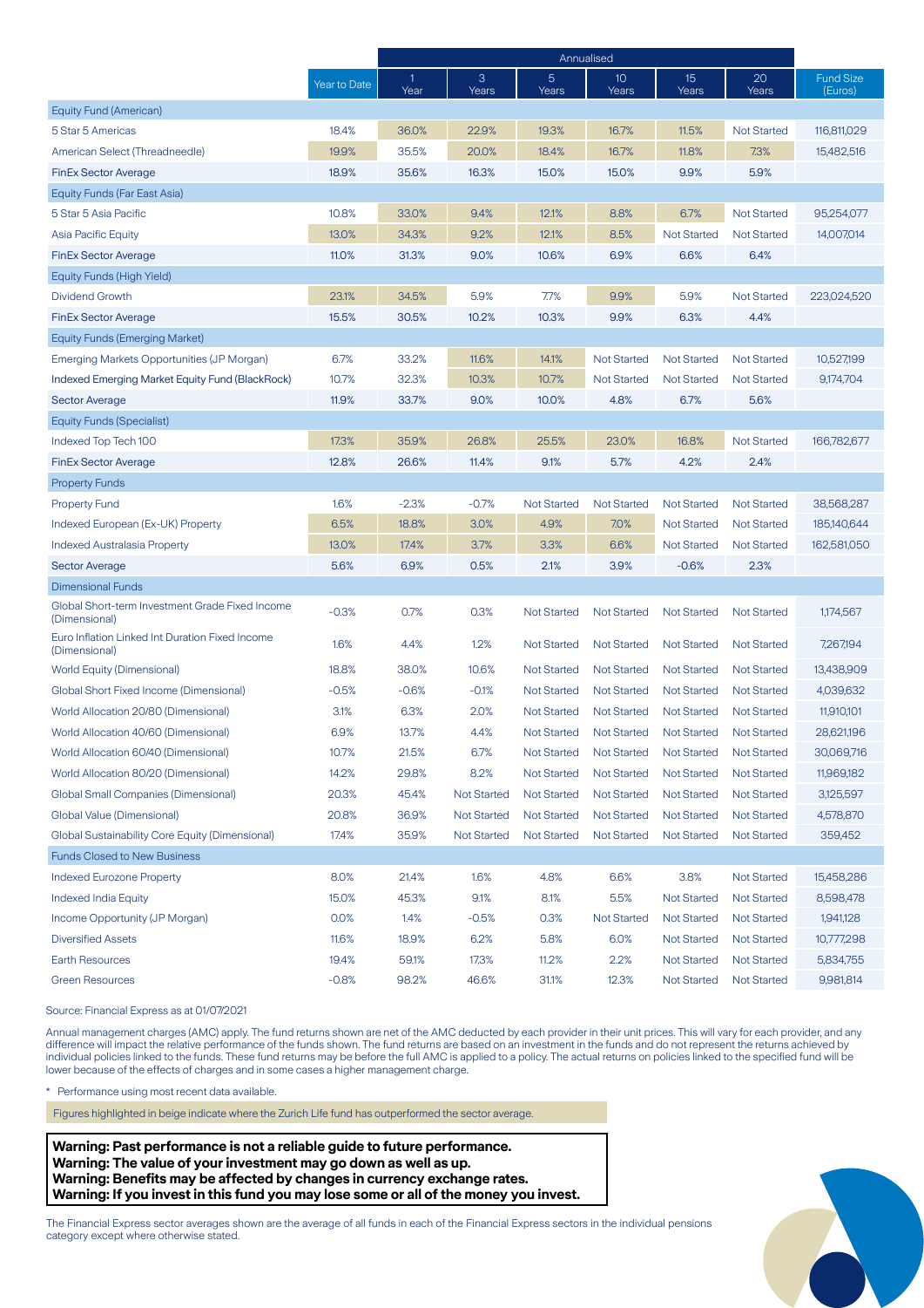| | Year to Date | Annualised | | | | | | Fund Size (Euros) |
|---|---|---|---|---|---|---|---|---|
| | | 1 Year | 3 Years | 5 Years | 10 Years | 15 Years | 20 Years | |
| **Equity Fund (American)** | | | | | | | | |
| 5 Star 5 Americas | 18.4% | 36.0% | 22.9% | 19.3% | 16.7% | 11.5% | Not Started | 116,811,029 |
| American Select (Threadneedle) | 19.9% | 35.5% | 20.0% | 18.4% | 16.7% | 11.8% | 7.3% | 15,482,516 |
| FinEx Sector Average | 18.9% | 35.6% | 16.3% | 15.0% | 15.0% | 9.9% | 5.9% | |
| **Equity Funds (Far East Asia)** | | | | | | | | |
| 5 Star 5 Asia Pacific | 10.8% | 33.0% | 9.4% | 12.1% | 8.8% | 6.7% | Not Started | 95,254,077 |
| Asia Pacific Equity | 13.0% | 34.3% | 9.2% | 12.1% | 8.5% | Not Started | Not Started | 14,007,014 |
| FinEx Sector Average | 11.0% | 31.3% | 9.0% | 10.6% | 6.9% | 6.6% | 6.4% | |
| **Equity Funds (High Yield)** | | | | | | | | |
| Dividend Growth | 23.1% | 34.5% | 5.9% | 7.7% | 9.9% | 5.9% | Not Started | 223,024,520 |
| FinEx Sector Average | 15.5% | 30.5% | 10.2% | 10.3% | 9.9% | 6.3% | 4.4% | |
| **Equity Funds (Emerging Market)** | | | | | | | | |
| Emerging Markets Opportunities (JP Morgan) | 6.7% | 33.2% | 11.6% | 14.1% | Not Started | Not Started | Not Started | 10,527,199 |
| Indexed Emerging Market Equity Fund (BlackRock) | 10.7% | 32.3% | 10.3% | 10.7% | Not Started | Not Started | Not Started | 9,174,704 |
| Sector Average | 11.9% | 33.7% | 9.0% | 10.0% | 4.8% | 6.7% | 5.6% | |
| **Equity Funds (Specialist)** | | | | | | | | |
| Indexed Top Tech 100 | 17.3% | 35.9% | 26.8% | 25.5% | 23.0% | 16.8% | Not Started | 166,782,677 |
| FinEx Sector Average | 12.8% | 26.6% | 11.4% | 9.1% | 5.7% | 4.2% | 2.4% | |
| **Property Funds** | | | | | | | | |
| Property Fund | 1.6% | -2.3% | -0.7% | Not Started | Not Started | Not Started | Not Started | 38,568,287 |
| Indexed European (Ex-UK) Property | 6.5% | 18.8% | 3.0% | 4.9% | 7.0% | Not Started | Not Started | 185,140,644 |
| Indexed Australasia Property | 13.0% | 17.4% | 3.7% | 3.3% | 6.6% | Not Started | Not Started | 162,581,050 |
| Sector Average | 5.6% | 6.9% | 0.5% | 2.1% | 3.9% | -0.6% | 2.3% | |
| **Dimensional Funds** | | | | | | | | |
| Global Short-term Investment Grade Fixed Income (Dimensional) | -0.3% | 0.7% | 0.3% | Not Started | Not Started | Not Started | Not Started | 1,174,567 |
| Euro Inflation Linked Int Duration Fixed Income (Dimensional) | 1.6% | 4.4% | 1.2% | Not Started | Not Started | Not Started | Not Started | 7,267,194 |
| World Equity (Dimensional) | 18.8% | 38.0% | 10.6% | Not Started | Not Started | Not Started | Not Started | 13,438,909 |
| Global Short Fixed Income (Dimensional) | -0.5% | -0.6% | -0.1% | Not Started | Not Started | Not Started | Not Started | 4,039,632 |
| World Allocation 20/80 (Dimensional) | 3.1% | 6.3% | 2.0% | Not Started | Not Started | Not Started | Not Started | 11,910,101 |
| World Allocation 40/60 (Dimensional) | 6.9% | 13.7% | 4.4% | Not Started | Not Started | Not Started | Not Started | 28,621,196 |
| World Allocation 60/40 (Dimensional) | 10.7% | 21.5% | 6.7% | Not Started | Not Started | Not Started | Not Started | 30,069,716 |
| World Allocation 80/20 (Dimensional) | 14.2% | 29.8% | 8.2% | Not Started | Not Started | Not Started | Not Started | 11,969,182 |
| Global Small Companies (Dimensional) | 20.3% | 45.4% | Not Started | Not Started | Not Started | Not Started | Not Started | 3,125,597 |
| Global Value (Dimensional) | 20.8% | 36.9% | Not Started | Not Started | Not Started | Not Started | Not Started | 4,578,870 |
| Global Sustainability Core Equity (Dimensional) | 17.4% | 35.9% | Not Started | Not Started | Not Started | Not Started | Not Started | 359,452 |
| **Funds Closed to New Business** | | | | | | | | |
| Indexed Eurozone Property | 8.0% | 21.4% | 1.6% | 4.8% | 6.6% | 3.8% | Not Started | 15,458,286 |
| Indexed India Equity | 15.0% | 45.3% | 9.1% | 8.1% | 5.5% | Not Started | Not Started | 8,598,478 |
| Income Opportunity (JP Morgan) | 0.0% | 1.4% | -0.5% | 0.3% | Not Started | Not Started | Not Started | 1,941,128 |
| Diversified Assets | 11.6% | 18.9% | 6.2% | 5.8% | 6.0% | Not Started | Not Started | 10,777,298 |
| Earth Resources | 19.4% | 59.1% | 17.3% | 11.2% | 2.2% | Not Started | Not Started | 5,834,755 |
| Green Resources | -0.8% | 98.2% | 46.6% | 31.1% | 12.3% | Not Started | Not Started | 9,981,814 |

Source: Financial Express as at 01/07/2021

Annual management charges (AMC) apply. The fund returns shown are net of the AMC deducted by each provider in their unit prices. This will vary for each provider, and any difference will impact the relative performance of the funds shown. The fund returns are based on an investment in the funds and do not represent the returns achieved by individual policies linked to the funds. These fund returns may be before the full AMC is applied to a policy. The actual returns on policies linked to the specified fund will be lower because of the effects of charges and in some cases a higher management charge.

* Performance using most recent data available.

Figures highlighted in beige indicate where the Zurich Life fund has outperformed the sector average.

**Warning: Past performance is not a reliable guide to future performance.**
**Warning: The value of your investment may go down as well as up.**
**Warning: Benefits may be affected by changes in currency exchange rates.**
**Warning: If you invest in this fund you may lose some or all of the money you invest.**

The Financial Express sector averages shown are the average of all funds in each of the Financial Express sectors in the individual pensions category except where otherwise stated.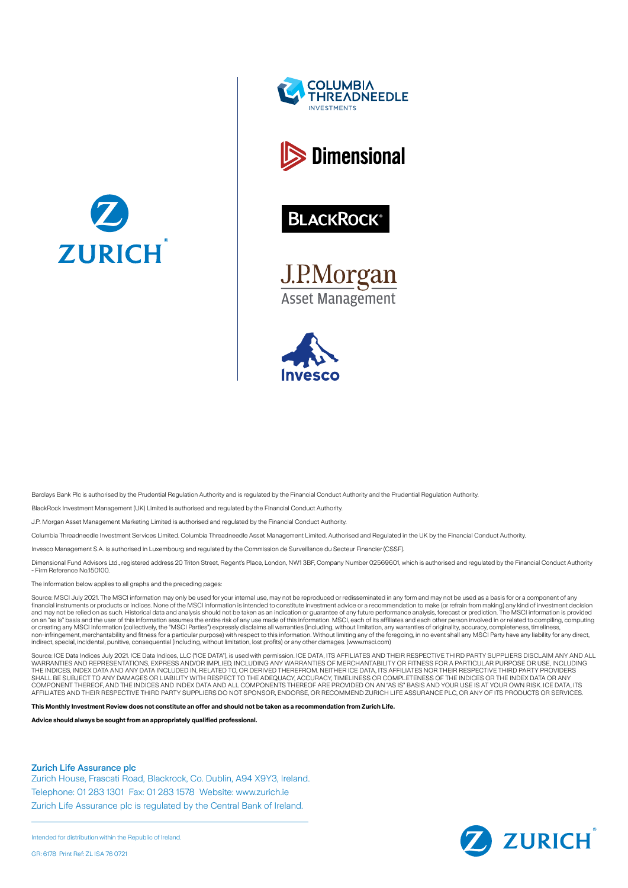Barclays Bank Plc is authorised by the Prudential Regulation Authority and is regulated by the Financial Conduct Authority and the Prudential Regulation Authority.

BlackRock Investment Management (UK) Limited is authorised and regulated by the Financial Conduct Authority.

J.P. Morgan Asset Management Marketing Limited is authorised and regulated by the Financial Conduct Authority.

Columbia Threadneedle Investment Services Limited. Columbia Threadneedle Asset Management Limited. Authorised and Regulated in the UK by the Financial Conduct Authority.

Invesco Management S.A. is authorised in Luxembourg and regulated by the Commission de Surveillance du Secteur Financier (CSSF).

Dimensional Fund Advisors Ltd., registered address 20 Triton Street, Regent's Place, London, NW1 3BF, Company Number 02569601, which is authorised and regulated by the Financial Conduct Authority - Firm Reference No.150100.

The information below applies to all graphs and the preceding pages:

Source: MSCI July 2021. The MSCI information may only be used for your internal use, may not be reproduced or redisseminated in any form and may not be used as a basis for or a component of any financial instruments or products or indices. None of the MSCI information is intended to constitute investment advice or a recommendation to make (or refrain from making) any kind of investment decision and may not be relied on as such. Historical data and analysis should not be taken as an indication or guarantee of any future performance analysis, forecast or prediction. The MSCI information is provided on an "as is" basis and the user of this information assumes the entire risk of any use made of this information. MSCI, each of its affiliates and each other person involved in or related to compiling, computing or creating any MSCI information (collectively, the "MSCI Parties") expressly disclaims all warranties (including, without limitation, any warranties of originality, accuracy, completeness, timeliness, non-infringement, merchantability and fitness for a particular purpose) with respect to this information. Without limiting any of the foregoing, in no event shall any MSCI Party have any liability for any direct, indirect, special, incidental, punitive, consequential (including, without limitation, lost profits) or any other damages. (www.msci.com)

Source: ICE Data Indices July 2021. ICE Data Indices, LLC ("ICE DATA"), is used with permission. ICE DATA, ITS AFFILIATES AND THEIR RESPECTIVE THIRD PARTY SUPPLIERS DISCLAIM ANY AND ALL WARRANTIES AND REPRESENTATIONS, EXPRESS AND/OR IMPLIED, INCLUDING ANY WARRANTIES OF MERCHANTABILITY OR FITNESS FOR A PARTICULAR PURPOSE OR USE, INCLUDING THE INDICES, INDEX DATA AND ANY DATA INCLUDED IN, RELATED TO, OR DERIVED THEREFROM. NEITHER ICE DATA, ITS AFFILIATES NOR THEIR RESPECTIVE THIRD PARTY PROVIDERS SHALL BE SUBJECT TO ANY DAMAGES OR LIABILITY WITH RESPECT TO THE ADEQUACY, ACCURACY, TIMELINESS OR COMPLETENESS OF THE INDICES OR THE INDEX DATA OR ANY COMPONENT THEREOF, AND THE INDICES AND INDEX DATA AND ALL COMPONENTS THEREOF ARE PROVIDED ON AN "AS IS" BASIS AND YOUR USE IS AT YOUR OWN RISK. ICE DATA, ITS AFFILIATES AND THEIR RESPECTIVE THIRD PARTY SUPPLIERS DO NOT SPONSOR, ENDORSE, OR RECOMMEND ZURICH LIFE ASSURANCE PLC, OR ANY OF ITS PRODUCTS OR SERVICES.

**This Monthly Investment Review does not constitute an offer and should not be taken as a recommendation from Zurich Life.**

**Advice should always be sought from an appropriately qualified professional.**

**Zurich Life Assurance plc**

Zurich House, Frascati Road, Blackrock, Co. Dublin, A94 X9Y3, Ireland.

Telephone: 01 283 1301 Fax: 01 283 1578 Website: www.zurich.ie

Zurich Life Assurance plc is regulated by the Central Bank of Ireland.

Intended for distribution within the Republic of Ireland.

GR: 6178 Print Ref: ZL ISA 76 0721